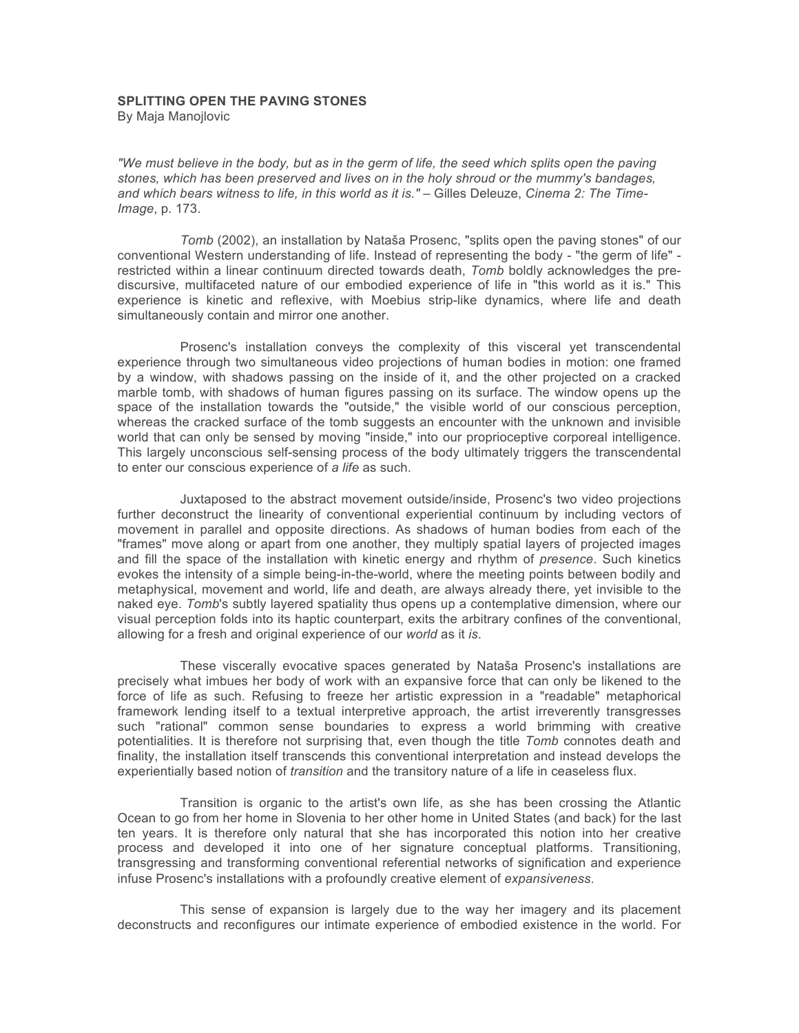**SPLITTING OPEN THE PAVING STONES**

By Maja Manojlovic

*"We must believe in the body, but as in the germ of life, the seed which splits open the paving stones, which has been preserved and lives on in the holy shroud or the mummy's bandages, and which bears witness to life, in this world as it is."* – Gilles Deleuze, *Cinema 2: The Time-Image*, p. 173.

*Tomb* (2002), an installation by Nataša Prosenc, "splits open the paving stones" of our conventional Western understanding of life. Instead of representing the body - "the germ of life" - restricted within a linear continuum directed towards death, *Tomb* boldly acknowledges the pre-discursive, multifaceted nature of our embodied experience of life in "this world as it is." This experience is kinetic and reflexive, with Moebius strip-like dynamics, where life and death simultaneously contain and mirror one another.

Prosenc's installation conveys the complexity of this visceral yet transcendental experience through two simultaneous video projections of human bodies in motion: one framed by a window, with shadows passing on the inside of it, and the other projected on a cracked marble tomb, with shadows of human figures passing on its surface. The window opens up the space of the installation towards the "outside," the visible world of our conscious perception, whereas the cracked surface of the tomb suggests an encounter with the unknown and invisible world that can only be sensed by moving "inside," into our proprioceptive corporeal intelligence. This largely unconscious self-sensing process of the body ultimately triggers the transcendental to enter our conscious experience of *a life* as such.

Juxtaposed to the abstract movement outside/inside, Prosenc's two video projections further deconstruct the linearity of conventional experiential continuum by including vectors of movement in parallel and opposite directions. As shadows of human bodies from each of the "frames" move along or apart from one another, they multiply spatial layers of projected images and fill the space of the installation with kinetic energy and rhythm of *presence*. Such kinetics evokes the intensity of a simple being-in-the-world, where the meeting points between bodily and metaphysical, movement and world, life and death, are always already there, yet invisible to the naked eye. *Tomb*'s subtly layered spatiality thus opens up a contemplative dimension, where our visual perception folds into its haptic counterpart, exits the arbitrary confines of the conventional, allowing for a fresh and original experience of our *world* as it *is*.

These viscerally evocative spaces generated by Nataša Prosenc's installations are precisely what imbues her body of work with an expansive force that can only be likened to the force of life as such. Refusing to freeze her artistic expression in a "readable" metaphorical framework lending itself to a textual interpretive approach, the artist irreverently transgresses such "rational" common sense boundaries to express a world brimming with creative potentialities. It is therefore not surprising that, even though the title *Tomb* connotes death and finality, the installation itself transcends this conventional interpretation and instead develops the experientially based notion of *transition* and the transitory nature of a life in ceaseless flux.

Transition is organic to the artist's own life, as she has been crossing the Atlantic Ocean to go from her home in Slovenia to her other home in United States (and back) for the last ten years. It is therefore only natural that she has incorporated this notion into her creative process and developed it into one of her signature conceptual platforms. Transitioning, transgressing and transforming conventional referential networks of signification and experience infuse Prosenc's installations with a profoundly creative element of *expansiveness*.

This sense of expansion is largely due to the way her imagery and its placement deconstructs and reconfigures our intimate experience of embodied existence in the world. For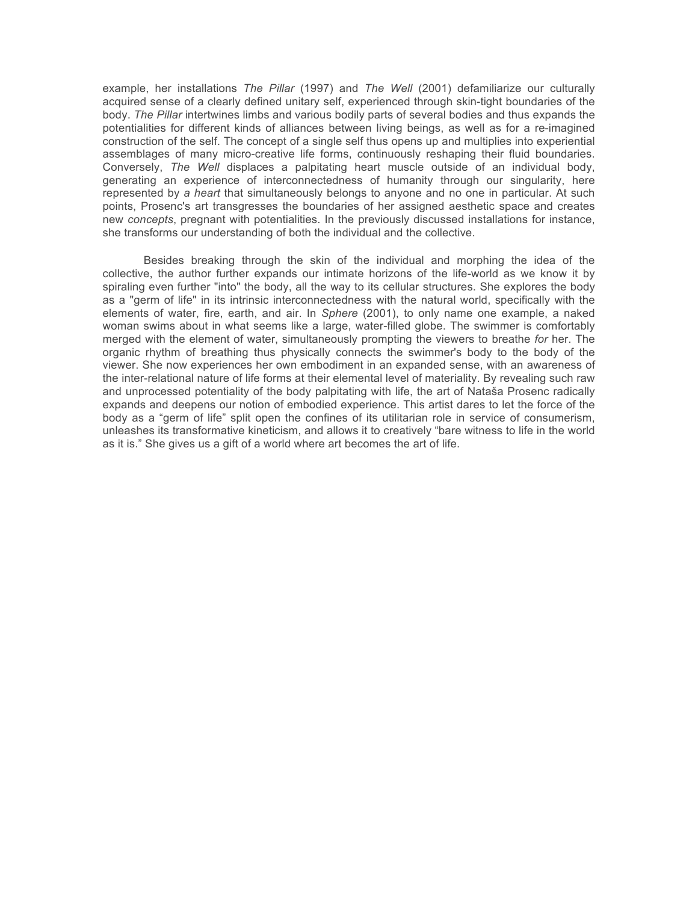example, her installations *The Pillar* (1997) and *The Well* (2001) defamiliarize our culturally acquired sense of a clearly defined unitary self, experienced through skin-tight boundaries of the body. *The Pillar* intertwines limbs and various bodily parts of several bodies and thus expands the potentialities for different kinds of alliances between living beings, as well as for a re-imagined construction of the self. The concept of a single self thus opens up and multiplies into experiential assemblages of many micro-creative life forms, continuously reshaping their fluid boundaries. Conversely, *The Well* displaces a palpitating heart muscle outside of an individual body, generating an experience of interconnectedness of humanity through our singularity, here represented by *a heart* that simultaneously belongs to anyone and no one in particular. At such points, Prosenc's art transgresses the boundaries of her assigned aesthetic space and creates new *concepts*, pregnant with potentialities. In the previously discussed installations for instance, she transforms our understanding of both the individual and the collective.

Besides breaking through the skin of the individual and morphing the idea of the collective, the author further expands our intimate horizons of the life-world as we know it by spiraling even further "into" the body, all the way to its cellular structures. She explores the body as a "germ of life" in its intrinsic interconnectedness with the natural world, specifically with the elements of water, fire, earth, and air. In *Sphere* (2001), to only name one example, a naked woman swims about in what seems like a large, water-filled globe. The swimmer is comfortably merged with the element of water, simultaneously prompting the viewers to breathe *for* her. The organic rhythm of breathing thus physically connects the swimmer's body to the body of the viewer. She now experiences her own embodiment in an expanded sense, with an awareness of the inter-relational nature of life forms at their elemental level of materiality. By revealing such raw and unprocessed potentiality of the body palpitating with life, the art of Nataša Prosenc radically expands and deepens our notion of embodied experience. This artist dares to let the force of the body as a "germ of life" split open the confines of its utilitarian role in service of consumerism, unleashes its transformative kineticism, and allows it to creatively "bare witness to life in the world as it is." She gives us a gift of a world where art becomes the art of life.